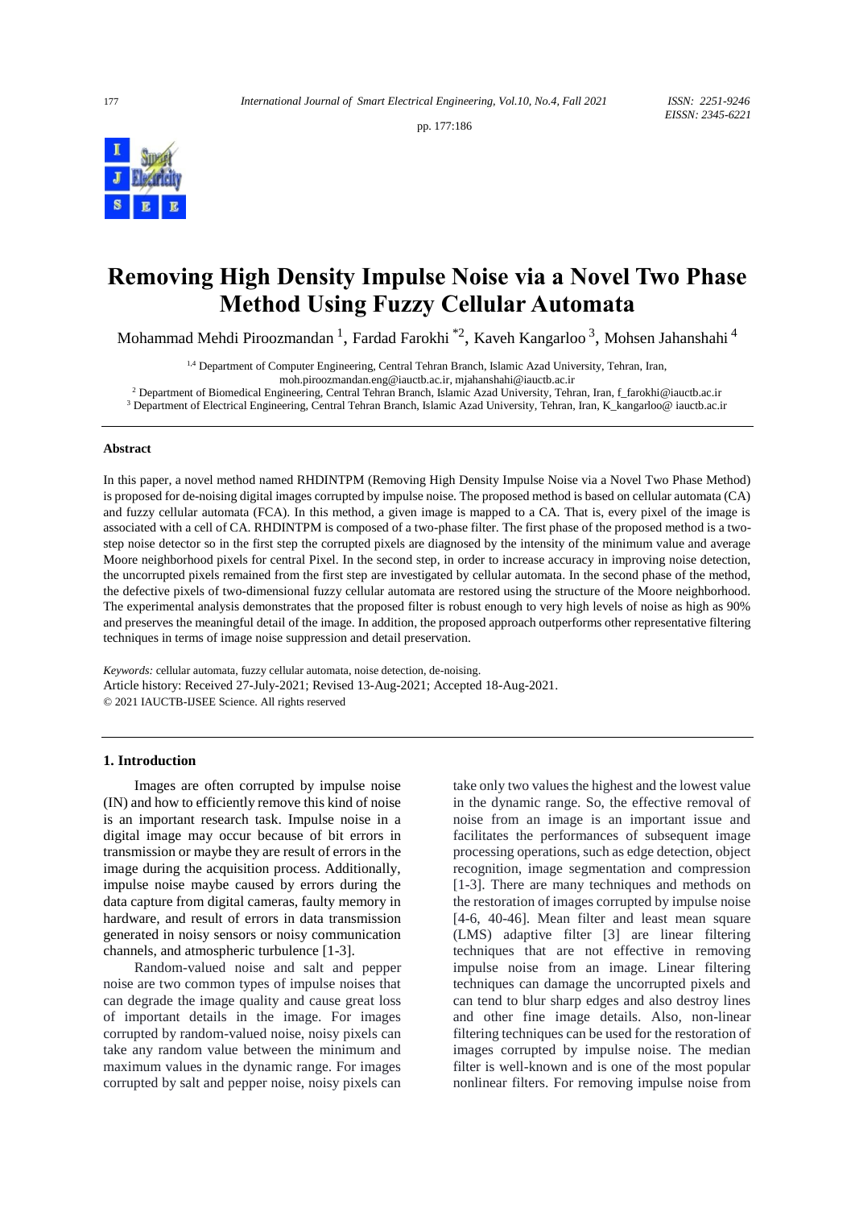# Removing High Density Impulse Noise via a Novel Two Phase Method Using Fuzzy Cellular Automata

Mohammad Mehdi Piroozmandan [1], Fardad Farokhi [*2], Kaveh Kangarloo [3], Mohsen Jahanshahi [4]

[1,4] Department of Computer Engineering, Central Tehran Branch, Islamic Azad University, Tehran, Iran, moh.piroozmandan.eng@iauctb.ac.ir, mjahanshahi@iauctb.ac.ir

[2] Department of Biomedical Engineering, Central Tehran Branch, Islamic Azad University, Tehran, Iran, f_farokhi@iauctb.ac.ir

[3] Department of Electrical Engineering, Central Tehran Branch, Islamic Azad University, Tehran, Iran, K_kangarloo@ iauctb.ac.ir

### Abstract

In this paper, a novel method named RHDINTPM (Removing High Density Impulse Noise via a Novel Two Phase Method) is proposed for de-noising digital images corrupted by impulse noise. The proposed method is based on cellular automata (CA) and fuzzy cellular automata (FCA). In this method, a given image is mapped to a CA. That is, every pixel of the image is associated with a cell of CA. RHDINTPM is composed of a two-phase filter. The first phase of the proposed method is a two-step noise detector so in the first step the corrupted pixels are diagnosed by the intensity of the minimum value and average Moore neighborhood pixels for central Pixel. In the second step, in order to increase accuracy in improving noise detection, the uncorrupted pixels remained from the first step are investigated by cellular automata. In the second phase of the method, the defective pixels of two-dimensional fuzzy cellular automata are restored using the structure of the Moore neighborhood. The experimental analysis demonstrates that the proposed filter is robust enough to very high levels of noise as high as 90% and preserves the meaningful detail of the image. In addition, the proposed approach outperforms other representative filtering techniques in terms of image noise suppression and detail preservation.

*Keywords:* cellular automata, fuzzy cellular automata, noise detection, de-noising.

Article history: Received 27-July-2021; Revised 13-Aug-2021; Accepted 18-Aug-2021.

© 2021 IAUCTB-IJSEE Science. All rights reserved

### 1. Introduction

Images are often corrupted by impulse noise (IN) and how to efficiently remove this kind of noise is an important research task. Impulse noise in a digital image may occur because of bit errors in transmission or maybe they are result of errors in the image during the acquisition process. Additionally, impulse noise maybe caused by errors during the data capture from digital cameras, faulty memory in hardware, and result of errors in data transmission generated in noisy sensors or noisy communication channels, and atmospheric turbulence [1-3].

Random-valued noise and salt and pepper noise are two common types of impulse noises that can degrade the image quality and cause great loss of important details in the image. For images corrupted by random-valued noise, noisy pixels can take any random value between the minimum and maximum values in the dynamic range. For images corrupted by salt and pepper noise, noisy pixels can take only two values the highest and the lowest value in the dynamic range. So, the effective removal of noise from an image is an important issue and facilitates the performances of subsequent image processing operations, such as edge detection, object recognition, image segmentation and compression [1-3]. There are many techniques and methods on the restoration of images corrupted by impulse noise [4-6, 40-46]. Mean filter and least mean square (LMS) adaptive filter [3] are linear filtering techniques that are not effective in removing impulse noise from an image. Linear filtering techniques can damage the uncorrupted pixels and can tend to blur sharp edges and also destroy lines and other fine image details. Also, non-linear filtering techniques can be used for the restoration of images corrupted by impulse noise. The median filter is well-known and is one of the most popular nonlinear filters. For removing impulse noise from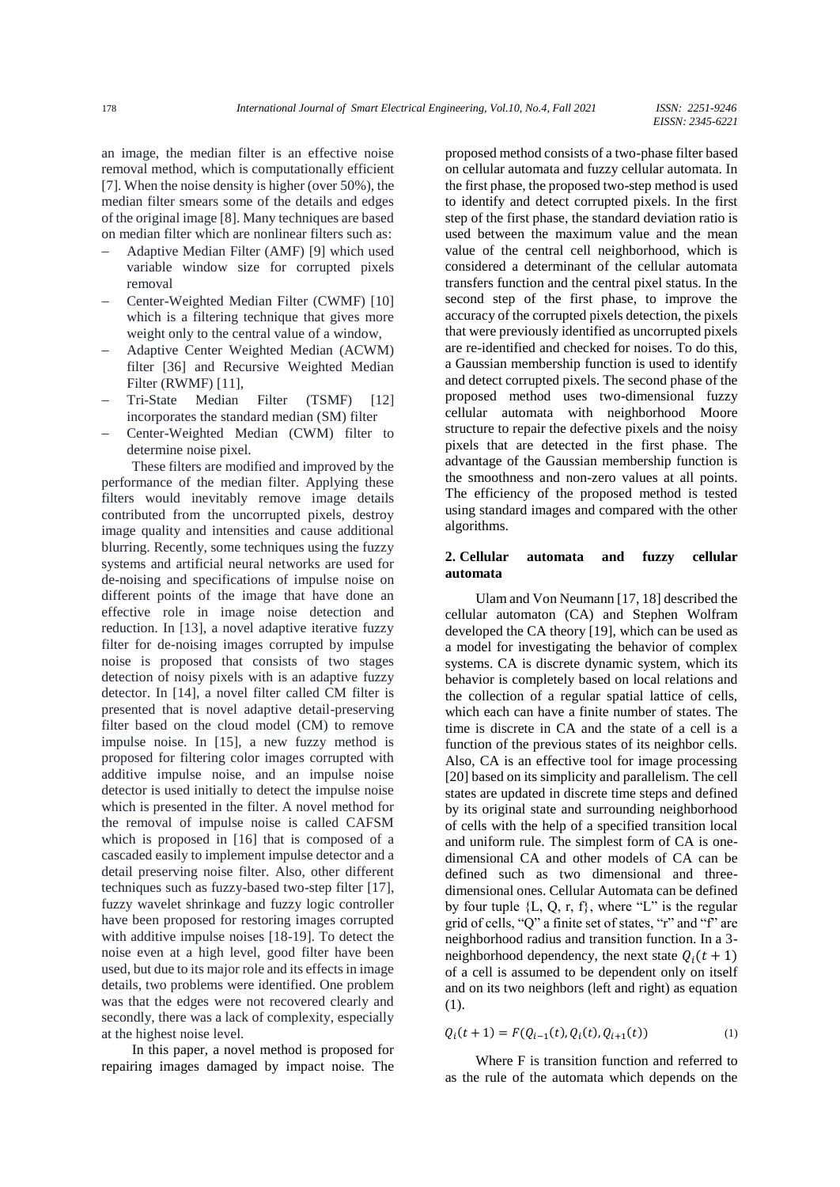an image, the median filter is an effective noise removal method, which is computationally efficient [7]. When the noise density is higher (over 50%), the median filter smears some of the details and edges of the original image [8]. Many techniques are based on median filter which are nonlinear filters such as:

- Adaptive Median Filter (AMF) [9] which used variable window size for corrupted pixels removal
- Center-Weighted Median Filter (CWMF) [10] which is a filtering technique that gives more weight only to the central value of a window,
- Adaptive Center Weighted Median (ACWM) filter [36] and Recursive Weighted Median Filter (RWMF) [11],
- Tri-State Median Filter (TSMF) [12] incorporates the standard median (SM) filter
- Center-Weighted Median (CWM) filter to determine noise pixel.

These filters are modified and improved by the performance of the median filter. Applying these filters would inevitably remove image details contributed from the uncorrupted pixels, destroy image quality and intensities and cause additional blurring. Recently, some techniques using the fuzzy systems and artificial neural networks are used for de-noising and specifications of impulse noise on different points of the image that have done an effective role in image noise detection and reduction. In [13], a novel adaptive iterative fuzzy filter for de-noising images corrupted by impulse noise is proposed that consists of two stages detection of noisy pixels with is an adaptive fuzzy detector. In [14], a novel filter called CM filter is presented that is novel adaptive detail-preserving filter based on the cloud model (CM) to remove impulse noise. In [15], a new fuzzy method is proposed for filtering color images corrupted with additive impulse noise, and an impulse noise detector is used initially to detect the impulse noise which is presented in the filter. A novel method for the removal of impulse noise is called CAFSM which is proposed in [16] that is composed of a cascaded easily to implement impulse detector and a detail preserving noise filter. Also, other different techniques such as fuzzy-based two-step filter [17], fuzzy wavelet shrinkage and fuzzy logic controller have been proposed for restoring images corrupted with additive impulse noises [18-19]. To detect the noise even at a high level, good filter have been used, but due to its major role and its effects in image details, two problems were identified. One problem was that the edges were not recovered clearly and secondly, there was a lack of complexity, especially at the highest noise level.

In this paper, a novel method is proposed for repairing images damaged by impact noise. The proposed method consists of a two-phase filter based on cellular automata and fuzzy cellular automata. In the first phase, the proposed two-step method is used to identify and detect corrupted pixels. In the first step of the first phase, the standard deviation ratio is used between the maximum value and the mean value of the central cell neighborhood, which is considered a determinant of the cellular automata transfers function and the central pixel status. In the second step of the first phase, to improve the accuracy of the corrupted pixels detection, the pixels that were previously identified as uncorrupted pixels are re-identified and checked for noises. To do this, a Gaussian membership function is used to identify and detect corrupted pixels. The second phase of the proposed method uses two-dimensional fuzzy cellular automata with neighborhood Moore structure to repair the defective pixels and the noisy pixels that are detected in the first phase. The advantage of the Gaussian membership function is the smoothness and non-zero values at all points. The efficiency of the proposed method is tested using standard images and compared with the other algorithms.

## 2. Cellular automata and fuzzy cellular automata

Ulam and Von Neumann [17, 18] described the cellular automaton (CA) and Stephen Wolfram developed the CA theory [19], which can be used as a model for investigating the behavior of complex systems. CA is discrete dynamic system, which its behavior is completely based on local relations and the collection of a regular spatial lattice of cells, which each can have a finite number of states. The time is discrete in CA and the state of a cell is a function of the previous states of its neighbor cells. Also, CA is an effective tool for image processing [20] based on its simplicity and parallelism. The cell states are updated in discrete time steps and defined by its original state and surrounding neighborhood of cells with the help of a specified transition local and uniform rule. The simplest form of CA is one-dimensional CA and other models of CA can be defined such as two dimensional and three-dimensional ones. Cellular Automata can be defined by four tuple {L, Q, r, f}, where "L" is the regular grid of cells, "Q" a finite set of states, "r" and "f" are neighborhood radius and transition function. In a 3-neighborhood dependency, the next state $Q_i(t+1)$ of a cell is assumed to be dependent only on itself and on its two neighbors (left and right) as equation (1).

$$Q_i(t+1) = F(Q_{i-1}(t), Q_i(t), Q_{i+1}(t)) \tag{1}$$

Where F is transition function and referred to as the rule of the automata which depends on the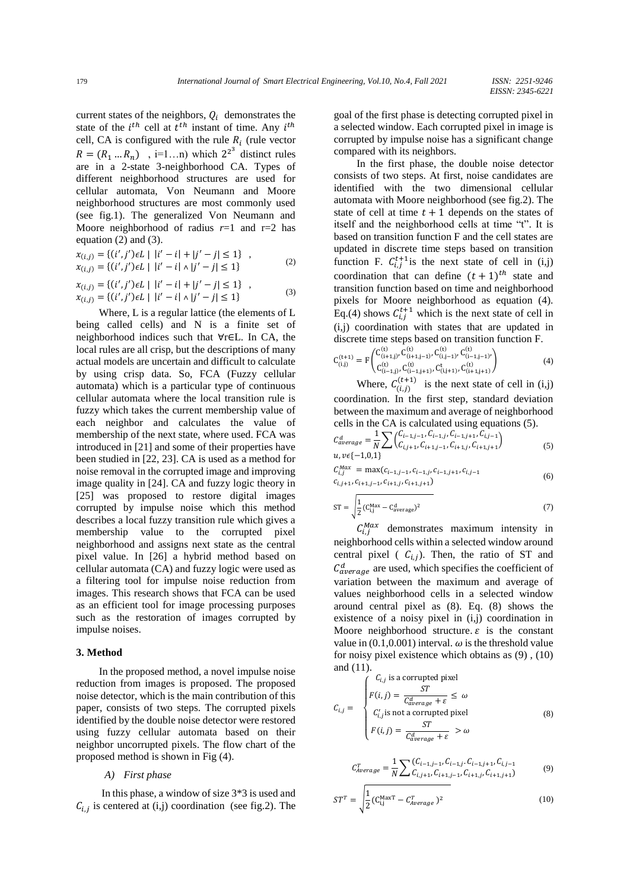current states of the neighbors, $Q_i$ demonstrates the state of the $i^{th}$ cell at $t^{th}$ instant of time. Any $i^{th}$ cell, CA is configured with the rule $R_i$ (rule vector $R = (R_1 \ldots R_n)$ , i=1…n) which $2^{2^3}$ distinct rules are in a 2-state 3-neighborhood CA. Types of different neighborhood structures are used for cellular automata, Von Neumann and Moore neighborhood structures are most commonly used (see fig.1). The generalized Von Neumann and Moore neighborhood of radius $r$=1 and r=2 has equation (2) and (3).

$$x_{(i,j)} = \{(i',j') \epsilon L \mid |i'-i| + |j'-j| \leq 1\} \ , \quad x_{(i,j)} = \{(i',j') \epsilon L \mid |i'-i| \wedge |j'-j| \leq 1\} \tag{2}$$

$$x_{(i,j)} = \{(i',j') \epsilon L \mid |i'-i| + |j'-j| \leq 1\} \ , \quad x_{(i,j)} = \{(i',j') \epsilon L \mid |i'-i| \wedge |j'-j| \leq 1\} \tag{3}$$

Where, L is a regular lattice (the elements of L being called cells) and N is a finite set of neighborhood indices such that ∀r∈L. In CA, the local rules are all crisp, but the descriptions of many actual models are uncertain and difficult to calculate by using crisp data. So, FCA (Fuzzy cellular automata) which is a particular type of continuous cellular automata where the local transition rule is fuzzy which takes the current membership value of each neighbor and calculates the value of membership of the next state, where used. FCA was introduced in [21] and some of their properties have been studied in [22, 23]. CA is used as a method for noise removal in the corrupted image and improving image quality in [24]. CA and fuzzy logic theory in [25] was proposed to restore digital images corrupted by impulse noise which this method describes a local fuzzy transition rule which gives a membership value to the corrupted pixel neighborhood and assigns next state as the central pixel value. In [26] a hybrid method based on cellular automata (CA) and fuzzy logic were used as a filtering tool for impulse noise reduction from images. This research shows that FCA can be used as an efficient tool for image processing purposes such as the restoration of images corrupted by impulse noises.

## 3. Method

In the proposed method, a novel impulse noise reduction from images is proposed. The proposed noise detector, which is the main contribution of this paper, consists of two steps. The corrupted pixels identified by the double noise detector were restored using fuzzy cellular automata based on their neighbor uncorrupted pixels. The flow chart of the proposed method is shown in Fig (4).

### A) First phase

In this phase, a window of size 3*3 is used and $C_{i,j}$ is centered at (i,j) coordination (see fig.2). The goal of the first phase is detecting corrupted pixel in a selected window. Each corrupted pixel in image is corrupted by impulse noise has a significant change compared with its neighbors.

In the first phase, the double noise detector consists of two steps. At first, noise candidates are identified with the two dimensional cellular automata with Moore neighborhood (see fig.2). The state of cell at time $t+1$ depends on the states of itself and the neighborhood cells at time "t". It is based on transition function F and the cell states are updated in discrete time steps based on transition function F. $C_{i,j}^{t+1}$ is the next state of cell in (i,j) coordination that can define $(t+1)^{th}$ state and transition function based on time and neighborhood pixels for Moore neighborhood as equation (4). Eq.(4) shows $C_{i,j}^{t+1}$ which is the next state of cell in (i,j) coordination with states that are updated in discrete time steps based on transition function F.

$$C_{(i,j)}^{(t+1)} = F\begin{pmatrix} C_{(i+1,j)}^{(t)}, C_{(i+1,j-1)}^{(t)}, C_{(i,j-1)}^{(t)}, C_{(i-1,j-1)}^{(t)}, \\ C_{(i-1,j)}^{(t)}, C_{(i-1,j+1)}^{(t)}, C_{(i,j+1)}^{t}, C_{(i+1,j+1)}^{(t)} \end{pmatrix} \tag{4}$$

Where, $C_{(i,j)}^{(t+1)}$ is the next state of cell in (i,j) coordination. In the first step, standard deviation between the maximum and average of neighborhood cells in the CA is calculated using equations (5).

$$C_{average}^{d} = \frac{1}{N}\sum \begin{pmatrix} C_{i-1,j-1}, C_{i-1,j}, C_{i-1,j+1}, C_{i,j-1} \\ C_{i,j+1}, C_{i+1,j-1}, C_{i+1,j}, C_{i+1,j+1} \end{pmatrix} \quad u, v \epsilon \{-1,0,1\} \tag{5}$$

$$C_{i,j}^{Max} = \max(c_{i-1,j-1}, c_{i-1,j}, c_{i-1,j+1}, c_{i,j-1} \ c_{i,j+1}, c_{i+1,j-1}, c_{i+1,j}, c_{i+1,j+1}) \tag{6}$$

$$\text{ST} = \sqrt{\frac{1}{2}(C_{i,j}^{Max} - C_{average}^{d})^2} \tag{7}$$

$C_{i,j}^{Max}$ demonstrates maximum intensity in neighborhood cells within a selected window around central pixel ( $C_{i,j}$). Then, the ratio of ST and $C_{average}^{d}$ are used, which specifies the coefficient of variation between the maximum and average of values neighborhood cells in a selected window around central pixel as (8). Eq. (8) shows the existence of a noisy pixel in (i,j) coordination in Moore neighborhood structure. $\varepsilon$ is the constant value in (0.1,0.001) interval. $\omega$ is the threshold value for noisy pixel existence which obtains as (9) , (10) and (11).

$$C_{i,j} = \begin{cases} C_{i,j} \text{ is a corrupted pixel} \\ F(i,j) = \dfrac{ST}{C_{average}^{d} + \varepsilon} \leq \omega \\ C'_{i,j} \text{is not a corrupted pixel} \\ F(i,j) = \dfrac{ST}{C_{average}^{d} + \varepsilon} > \omega \end{cases} \tag{8}$$

$$C_{Average}^{T} = \frac{1}{N}\sum \begin{pmatrix} C_{i-1,j-1}, C_{i-1,j}. C_{i-1,j+1}, C_{i,j-1} \\ C_{i,j+1}, C_{i+1,j-1}, C_{i+1,j}, C_{i+1,j+1} \end{pmatrix} \tag{9}$$

$$ST^{T} = \sqrt{\frac{1}{2}(C_{i,j}^{MaxT} - C_{Average}^{T})^2} \tag{10}$$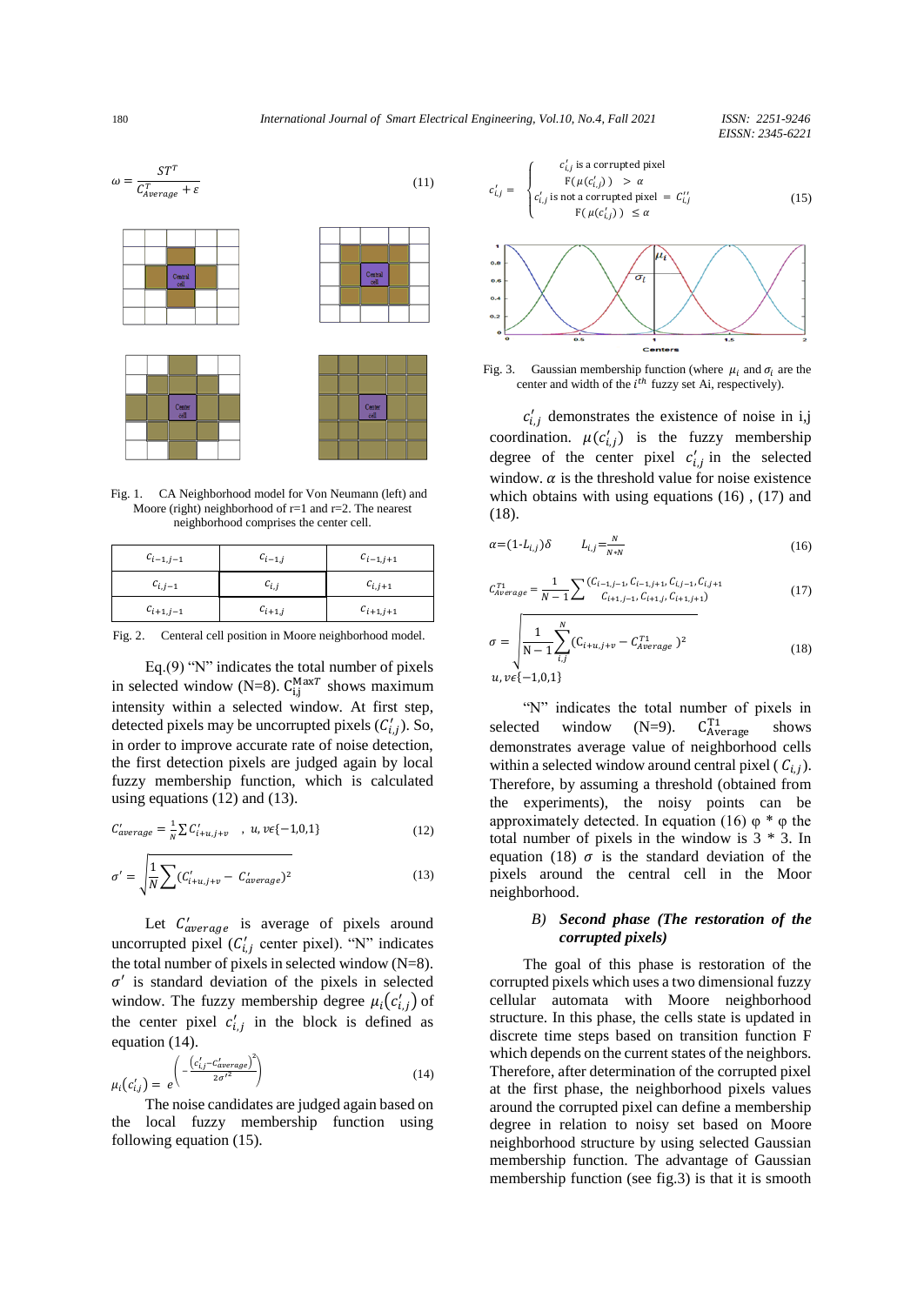$$\omega = \frac{ST^T}{C^T_{Average} + \varepsilon} \tag{11}$$

Fig. 1. CA Neighborhood model for Von Neumann (left) and Moore (right) neighborhood of r=1 and r=2. The nearest neighborhood comprises the center cell.

| $c_{i-1,j-1}$ | $c_{i-1,j}$ | $c_{i-1,j+1}$ |
|---|---|---|
| $c_{i,j-1}$ | $c_{i,j}$ | $c_{i,j+1}$ |
| $c_{i+1,j-1}$ | $c_{i+1,j}$ | $c_{i+1,j+1}$ |

Fig. 2. Centeral cell position in Moore neighborhood model.

Eq.(9) "N" indicates the total number of pixels in selected window (N=8). $C^{MaxT}_{i,j}$ shows maximum intensity within a selected window. At first step, detected pixels may be uncorrupted pixels ($C'_{i,j}$). So, in order to improve accurate rate of noise detection, the first detection pixels are judged again by local fuzzy membership function, which is calculated using equations (12) and (13).

$$C'_{average} = \frac{1}{N}\sum C'_{i+u,j+v} \quad , \; u, v\epsilon\{-1,0,1\} \tag{12}$$

$$\sigma' = \sqrt{\frac{1}{N}\sum(C'_{i+u,j+v} - C'_{average})^2} \tag{13}$$

Let $C'_{average}$ is average of pixels around uncorrupted pixel ($C'_{i,j}$ center pixel). "N" indicates the total number of pixels in selected window (N=8). $\sigma'$ is standard deviation of the pixels in selected window. The fuzzy membership degree $\mu_i(c'_{i,j})$ of the center pixel $c'_{i,j}$ in the block is defined as equation (14).

$$\mu_i(c'_{ij}) = e^{\left(-\frac{(c'_{ij} - c'_{average})^2}{2\sigma'^2}\right)} \tag{14}$$

The noise candidates are judged again based on the local fuzzy membership function using following equation (15).

$$c'_{i,j} = \begin{cases} c'_{i,j} \text{ is a corrupted pixel} \\ \quad F(\mu(c'_{i,j})) \; > \alpha \\ c'_{i,j} \text{ is not a corrupted pixel } = C''_{i,j} \\ \quad F(\mu(c'_{i,j})) \; \leq \alpha \end{cases} \tag{15}$$

Fig. 3. Gaussian membership function (where $\mu_i$ and $\sigma_i$ are the center and width of the $i^{th}$ fuzzy set Ai, respectively).

$c'_{i,j}$ demonstrates the existence of noise in i,j coordination. $\mu(c'_{i,j})$ is the fuzzy membership degree of the center pixel $c'_{i,j}$ in the selected window. $\alpha$ is the threshold value for noise existence which obtains with using equations (16) , (17) and (18).

$$\alpha = (1 - L_{i,j})\delta \qquad L_{i,j} = \frac{N}{N*N} \tag{16}$$

$$C^{T1}_{Average} = \frac{1}{N-1}\sum\left(\begin{matrix} C_{i-1,j-1}, C_{i-1,j+1}, C_{i,j-1}, C_{i,j+1} \\ C_{i+1,j-1}, C_{i+1,j}, C_{i+1,j+1} \end{matrix}\right) \tag{17}$$

$$\sigma = \sqrt{\frac{1}{N-1}\sum_{i,j}^{N}(C_{i+u,j+v} - C^{T1}_{Average})^2} \quad u, v\epsilon\{-1,0,1\} \tag{18}$$

"N" indicates the total number of pixels in selected window (N=9). $C^{T1}_{Average}$ shows demonstrates average value of neighborhood cells within a selected window around central pixel ($C_{i,j}$). Therefore, by assuming a threshold (obtained from the experiments), the noisy points can be approximately detected. In equation (16) φ * φ the total number of pixels in the window is 3 * 3. In equation (18) $\sigma$ is the standard deviation of the pixels around the central cell in the Moor neighborhood.

### B) *Second phase (The restoration of the corrupted pixels)*

The goal of this phase is restoration of the corrupted pixels which uses a two dimensional fuzzy cellular automata with Moore neighborhood structure. In this phase, the cells state is updated in discrete time steps based on transition function F which depends on the current states of the neighbors. Therefore, after determination of the corrupted pixel at the first phase, the neighborhood pixels values around the corrupted pixel can define a membership degree in relation to noisy set based on Moore neighborhood structure by using selected Gaussian membership function. The advantage of Gaussian membership function (see fig.3) is that it is smooth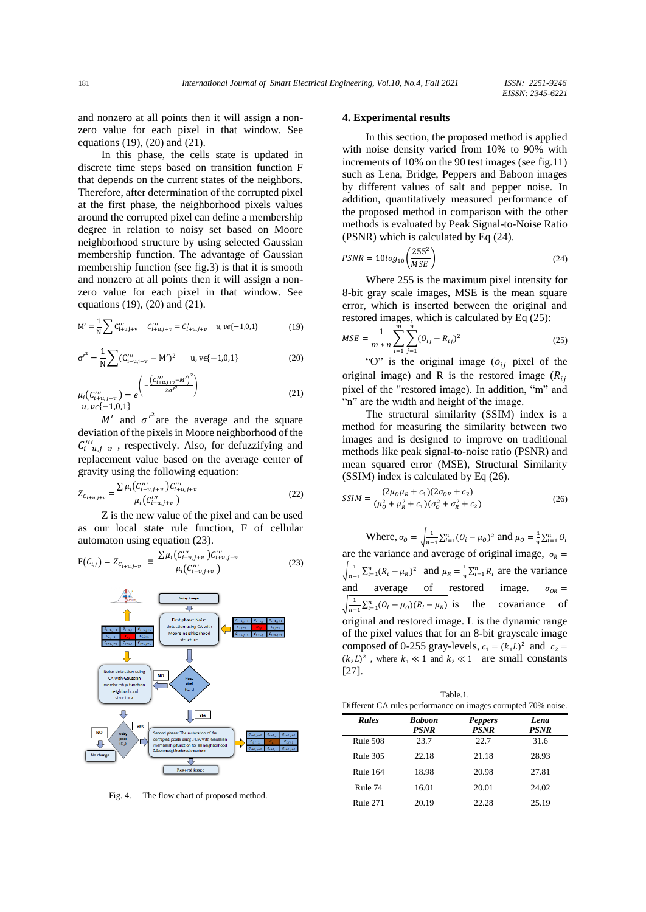and nonzero at all points then it will assign a non-zero value for each pixel in that window. See equations (19), (20) and (21).

In this phase, the cells state is updated in discrete time steps based on transition function F that depends on the current states of the neighbors. Therefore, after determination of the corrupted pixel at the first phase, the neighborhood pixels values around the corrupted pixel can define a membership degree in relation to noisy set based on Moore neighborhood structure by using selected Gaussian membership function. The advantage of Gaussian membership function (see fig.3) is that it is smooth and nonzero at all points then it will assign a non-zero value for each pixel in that window. See equations (19), (20) and (21).

$$M' = \frac{1}{N}\sum C'''_{i+u,j+v} \quad C'''_{i+u,j+v} = C'_{i+u,j+v} \quad u, v\epsilon\{-1,0,1\} \tag{19}$$

$$\sigma'^2 = \frac{1}{N}\sum (C'''_{i+u,j+v} - M')^2 \quad u, v\epsilon\{-1,0,1\} \tag{20}$$

$$\mu_i(C'''_{i+u,j+v}) = e^{\left(-\frac{(C'''_{i+u,j+v}-M')^2}{2\sigma'^2}\right)} \quad u, v\epsilon\{-1,0,1\} \tag{21}$$

$M'$ and $\sigma'^2$ are the average and the square deviation of the pixels in Moore neighborhood of the $C'''_{i+u,j+v}$, respectively. Also, for defuzzifying and replacement value based on the average center of gravity using the following equation:

$$Z_{C_{i+u,j+v}} = \frac{\sum \mu_i(C'''_{i+u,j+v})C'''_{i+u,j+v}}{\mu_i(C'''_{i+u,j+v})} \tag{22}$$

Z is the new value of the pixel and can be used as our local state rule function, F of cellular automaton using equation (23).

$$F(C_{i,j}) = Z_{C_{i+u,j+v}} \equiv \frac{\sum \mu_i(C'''_{i+u,j+v})C'''_{i+u,j+v}}{\mu_i(C'''_{i+u,j+v})} \tag{23}$$

Fig. 4. The flow chart of proposed method.

## 4. Experimental results

In this section, the proposed method is applied with noise density varied from 10% to 90% with increments of 10% on the 90 test images (see fig.11) such as Lena, Bridge, Peppers and Baboon images by different values of salt and pepper noise. In addition, quantitatively measured performance of the proposed method in comparison with the other methods is evaluated by Peak Signal-to-Noise Ratio (PSNR) which is calculated by Eq (24).

$$PSNR = 10log_{10}\left(\frac{255^2}{MSE}\right) \tag{24}$$

Where 255 is the maximum pixel intensity for 8-bit gray scale images, MSE is the mean square error, which is inserted between the original and restored images, which is calculated by Eq (25):

$$MSE = \frac{1}{m*n}\sum_{i=1}^{m}\sum_{j=1}^{n}(O_{ij} - R_{ij})^2 \tag{25}$$

"O" is the original image ($o_{ij}$ pixel of the original image) and R is the restored image ($R_{ij}$ pixel of the "restored image). In addition, "m" and "n" are the width and height of the image.

The structural similarity (SSIM) index is a method for measuring the similarity between two images and is designed to improve on traditional methods like peak signal-to-noise ratio (PSNR) and mean squared error (MSE), Structural Similarity (SSIM) index is calculated by Eq (26).

$$SSIM = \frac{(2\mu_O\mu_R + c_1)(2\sigma_{OR} + c_2)}{(\mu_O^2 + \mu_R^2 + c_1)(\sigma_O^2 + \sigma_R^2 + c_2)} \tag{26}$$

Where, $\sigma_O = \sqrt{\frac{1}{n-1}\sum_{i=1}^{n}(O_i - \mu_O)^2}$ and $\mu_O = \frac{1}{n}\sum_{i=1}^{n} O_i$ are the variance and average of original image, $\sigma_R = \sqrt{\frac{1}{n-1}\sum_{i=1}^{n}(R_i - \mu_R)^2}$ and $\mu_R = \frac{1}{n}\sum_{i=1}^{n} R_i$ are the variance and average of restored image. $\sigma_{OR} = \sqrt{\frac{1}{n-1}\sum_{i=1}^{n}(O_i - \mu_O)(R_i - \mu_R)}$ is the covariance of original and restored image. L is the dynamic range of the pixel values that for an 8-bit grayscale image composed of 0-255 gray-levels, $c_1 = (k_1L)^2$ and $c_2 = (k_2L)^2$ , where $k_1 \ll 1$ and $k_2 \ll 1$ are small constants [27].

Table.1.
Different CA rules performance on images corrupted 70% noise.

| *Rules* | *Baboon PSNR* | *Peppers PSNR* | *Lena PSNR* |
|---|---|---|---|
| Rule 508 | 23.7 | 22.7 | 31.6 |
| Rule 305 | 22.18 | 21.18 | 28.93 |
| Rule 164 | 18.98 | 20.98 | 27.81 |
| Rule 74 | 16.01 | 20.01 | 24.02 |
| Rule 271 | 20.19 | 22.28 | 25.19 |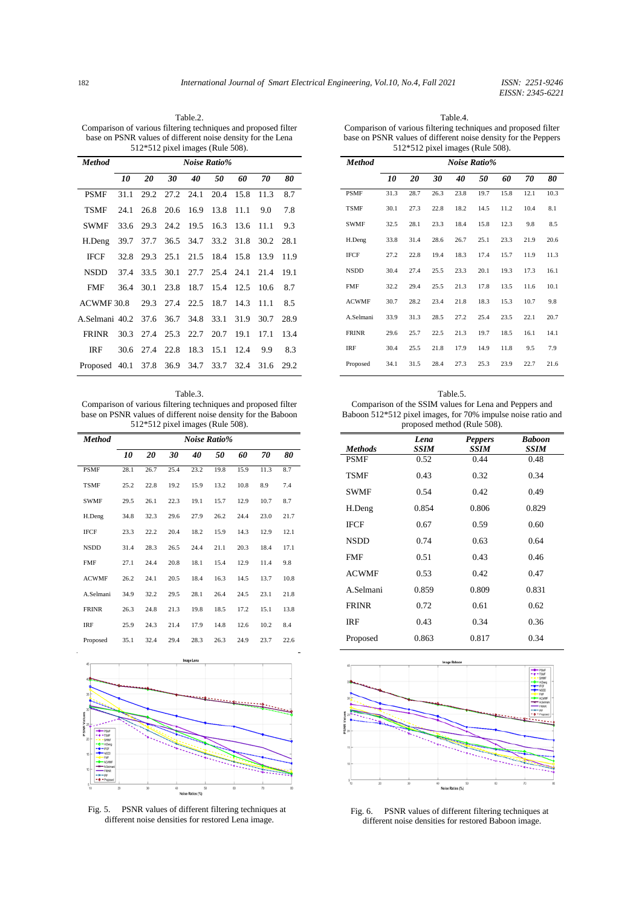Table.2.
Comparison of various filtering techniques and proposed filter base on PSNR values of different noise density for the Lena 512*512 pixel images (Rule 508).

| *Method* | *Noise Ratio%* | | | | | | | |
|---|---|---|---|---|---|---|---|---|
| | *10* | *20* | *30* | *40* | *50* | *60* | *70* | *80* |
| PSMF | 31.1 | 29.2 | 27.2 | 24.1 | 20.4 | 15.8 | 11.3 | 8.7 |
| TSMF | 24.1 | 26.8 | 20.6 | 16.9 | 13.8 | 11.1 | 9.0 | 7.8 |
| SWMF | 33.6 | 29.3 | 24.2 | 19.5 | 16.3 | 13.6 | 11.1 | 9.3 |
| H.Deng | 39.7 | 37.7 | 36.5 | 34.7 | 33.2 | 31.8 | 30.2 | 28.1 |
| IFCF | 32.8 | 29.3 | 25.1 | 21.5 | 18.4 | 15.8 | 13.9 | 11.9 |
| NSDD | 37.4 | 33.5 | 30.1 | 27.7 | 25.4 | 24.1 | 21.4 | 19.1 |
| FMF | 36.4 | 30.1 | 23.8 | 18.7 | 15.4 | 12.5 | 10.6 | 8.7 |
| ACWMF | 30.8 | 29.3 | 27.4 | 22.5 | 18.7 | 14.3 | 11.1 | 8.5 |
| A.Selmani | 40.2 | 37.6 | 36.7 | 34.8 | 33.1 | 31.9 | 30.7 | 28.9 |
| FRINR | 30.3 | 27.4 | 25.3 | 22.7 | 20.7 | 19.1 | 17.1 | 13.4 |
| IRF | 30.6 | 27.4 | 22.8 | 18.3 | 15.1 | 12.4 | 9.9 | 8.3 |
| Proposed | 40.1 | 37.8 | 36.9 | 34.7 | 33.7 | 32.4 | 31.6 | 29.2 |

Table.3.
Comparison of various filtering techniques and proposed filter base on PSNR values of different noise density for the Baboon 512*512 pixel images (Rule 508).

| *Method* | *Noise Ratio%* | | | | | | | |
|---|---|---|---|---|---|---|---|---|
| | *10* | *20* | *30* | *40* | *50* | *60* | *70* | *80* |
| PSMF | 28.1 | 26.7 | 25.4 | 23.2 | 19.8 | 15.9 | 11.3 | 8.7 |
| TSMF | 25.2 | 22.8 | 19.2 | 15.9 | 13.2 | 10.8 | 8.9 | 7.4 |
| SWMF | 29.5 | 26.1 | 22.3 | 19.1 | 15.7 | 12.9 | 10.7 | 8.7 |
| H.Deng | 34.8 | 32.3 | 29.6 | 27.9 | 26.2 | 24.4 | 23.0 | 21.7 |
| IFCF | 23.3 | 22.2 | 20.4 | 18.2 | 15.9 | 14.3 | 12.9 | 12.1 |
| NSDD | 31.4 | 28.3 | 26.5 | 24.4 | 21.1 | 20.3 | 18.4 | 17.1 |
| FMF | 27.1 | 24.4 | 20.8 | 18.1 | 15.4 | 12.9 | 11.4 | 9.8 |
| ACWMF | 26.2 | 24.1 | 20.5 | 18.4 | 16.3 | 14.5 | 13.7 | 10.8 |
| A.Selmani | 34.9 | 32.2 | 29.5 | 28.1 | 26.4 | 24.5 | 23.1 | 21.8 |
| FRINR | 26.3 | 24.8 | 21.3 | 19.8 | 18.5 | 17.2 | 15.1 | 13.8 |
| IRF | 25.9 | 24.3 | 21.4 | 17.9 | 14.8 | 12.6 | 10.2 | 8.4 |
| Proposed | 35.1 | 32.4 | 29.4 | 28.3 | 26.3 | 24.9 | 23.7 | 22.6 |

Fig. 5. PSNR values of different filtering techniques at different noise densities for restored Lena image.

Table.4.
Comparison of various filtering techniques and proposed filter base on PSNR values of different noise density for the Peppers 512*512 pixel images (Rule 508).

| *Method* | *Noise Ratio%* | | | | | | | |
|---|---|---|---|---|---|---|---|---|
| | *10* | *20* | *30* | *40* | *50* | *60* | *70* | *80* |
| PSMF | 31.3 | 28.7 | 26.3 | 23.8 | 19.7 | 15.8 | 12.1 | 10.3 |
| TSMF | 30.1 | 27.3 | 22.8 | 18.2 | 14.5 | 11.2 | 10.4 | 8.1 |
| SWMF | 32.5 | 28.1 | 23.3 | 18.4 | 15.8 | 12.3 | 9.8 | 8.5 |
| H.Deng | 33.8 | 31.4 | 28.6 | 26.7 | 25.1 | 23.3 | 21.9 | 20.6 |
| IFCF | 27.2 | 22.8 | 19.4 | 18.3 | 17.4 | 15.7 | 11.9 | 11.3 |
| NSDD | 30.4 | 27.4 | 25.5 | 23.3 | 20.1 | 19.3 | 17.3 | 16.1 |
| FMF | 32.2 | 29.4 | 25.5 | 21.3 | 17.8 | 13.5 | 11.6 | 10.1 |
| ACWMF | 30.7 | 28.2 | 23.4 | 21.8 | 18.3 | 15.3 | 10.7 | 9.8 |
| A.Selmani | 33.9 | 31.3 | 28.5 | 27.2 | 25.4 | 23.5 | 22.1 | 20.7 |
| FRINR | 29.6 | 25.7 | 22.5 | 21.3 | 19.7 | 18.5 | 16.1 | 14.1 |
| IRF | 30.4 | 25.5 | 21.8 | 17.9 | 14.9 | 11.8 | 9.5 | 7.9 |
| Proposed | 34.1 | 31.5 | 28.4 | 27.3 | 25.3 | 23.9 | 22.7 | 21.6 |

Table.5.
Comparison of the SSIM values for Lena and Peppers and Baboon 512*512 pixel images, for 70% impulse noise ratio and proposed method (Rule 508).

| *Methods* | *Lena SSIM* | *Peppers SSIM* | *Baboon SSIM* |
|---|---|---|---|
| PSMF | 0.52 | 0.44 | 0.48 |
| TSMF | 0.43 | 0.32 | 0.34 |
| SWMF | 0.54 | 0.42 | 0.49 |
| H.Deng | 0.854 | 0.806 | 0.829 |
| IFCF | 0.67 | 0.59 | 0.60 |
| NSDD | 0.74 | 0.63 | 0.64 |
| FMF | 0.51 | 0.43 | 0.46 |
| ACWMF | 0.53 | 0.42 | 0.47 |
| A.Selmani | 0.859 | 0.809 | 0.831 |
| FRINR | 0.72 | 0.61 | 0.62 |
| IRF | 0.43 | 0.34 | 0.36 |
| Proposed | 0.863 | 0.817 | 0.34 |

Fig. 6. PSNR values of different filtering techniques at different noise densities for restored Baboon image.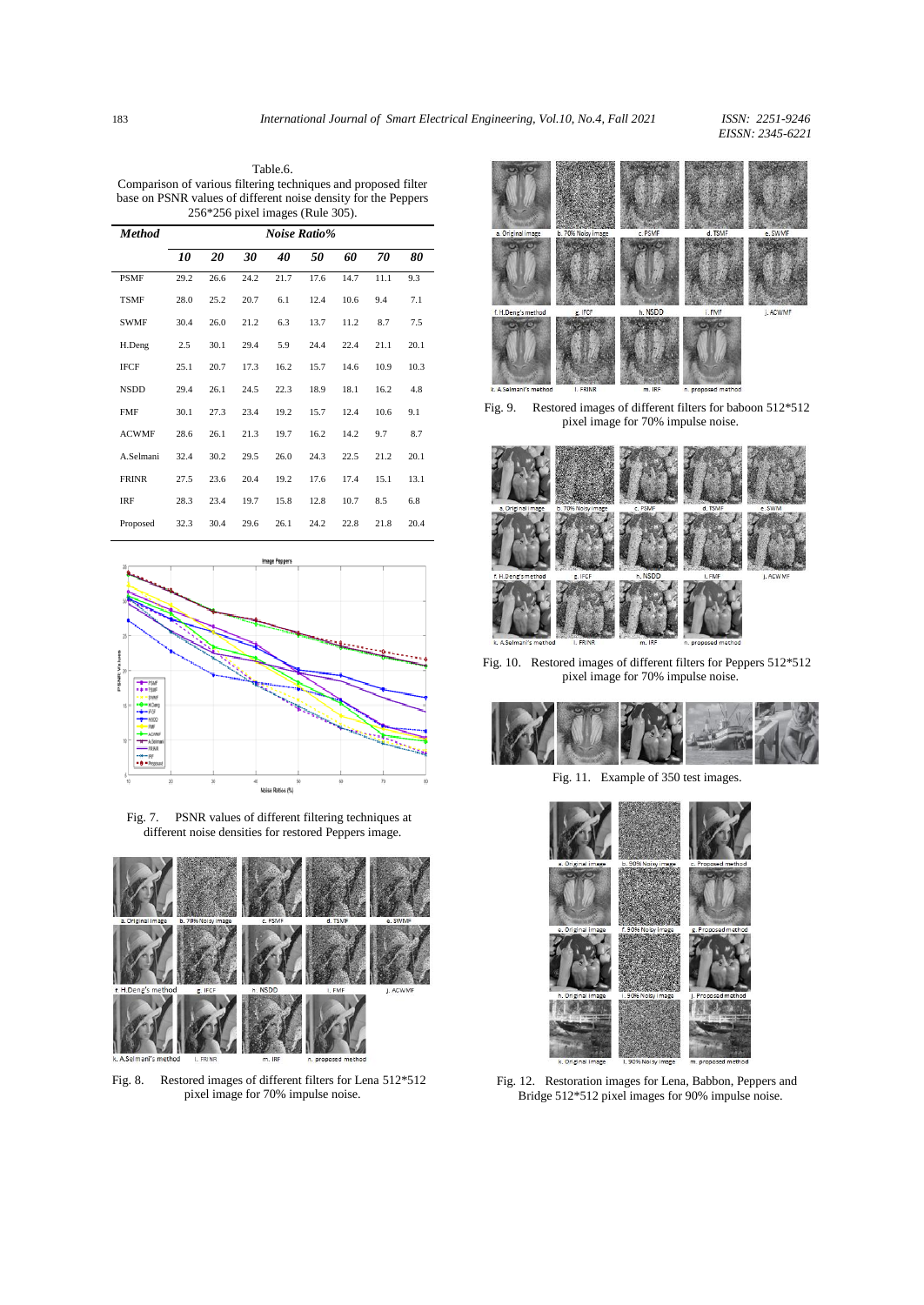Table.6.
Comparison of various filtering techniques and proposed filter base on PSNR values of different noise density for the Peppers 256*256 pixel images (Rule 305).

| ***Method*** | ***Noise Ratio%*** | | | | | | | |
|---|---|---|---|---|---|---|---|---|
| | ***10*** | ***20*** | ***30*** | ***40*** | ***50*** | ***60*** | ***70*** | ***80*** |
| PSMF | 29.2 | 26.6 | 24.2 | 21.7 | 17.6 | 14.7 | 11.1 | 9.3 |
| TSMF | 28.0 | 25.2 | 20.7 | 6.1 | 12.4 | 10.6 | 9.4 | 7.1 |
| SWMF | 30.4 | 26.0 | 21.2 | 6.3 | 13.7 | 11.2 | 8.7 | 7.5 |
| H.Deng | 2.5 | 30.1 | 29.4 | 5.9 | 24.4 | 22.4 | 21.1 | 20.1 |
| IFCF | 25.1 | 20.7 | 17.3 | 16.2 | 15.7 | 14.6 | 10.9 | 10.3 |
| NSDD | 29.4 | 26.1 | 24.5 | 22.3 | 18.9 | 18.1 | 16.2 | 4.8 |
| FMF | 30.1 | 27.3 | 23.4 | 19.2 | 15.7 | 12.4 | 10.6 | 9.1 |
| ACWMF | 28.6 | 26.1 | 21.3 | 19.7 | 16.2 | 14.2 | 9.7 | 8.7 |
| A.Selmani | 32.4 | 30.2 | 29.5 | 26.0 | 24.3 | 22.5 | 21.2 | 20.1 |
| FRINR | 27.5 | 23.6 | 20.4 | 19.2 | 17.6 | 17.4 | 15.1 | 13.1 |
| IRF | 28.3 | 23.4 | 19.7 | 15.8 | 12.8 | 10.7 | 8.5 | 6.8 |
| Proposed | 32.3 | 30.4 | 29.6 | 26.1 | 24.2 | 22.8 | 21.8 | 20.4 |

Fig. 7. PSNR values of different filtering techniques at different noise densities for restored Peppers image.

Fig. 8. Restored images of different filters for Lena 512*512 pixel image for 70% impulse noise.

Fig. 9. Restored images of different filters for baboon 512*512 pixel image for 70% impulse noise.

Fig. 10. Restored images of different filters for Peppers 512*512 pixel image for 70% impulse noise.

Fig. 11. Example of 350 test images.

Fig. 12. Restoration images for Lena, Babbon, Peppers and Bridge 512*512 pixel images for 90% impulse noise.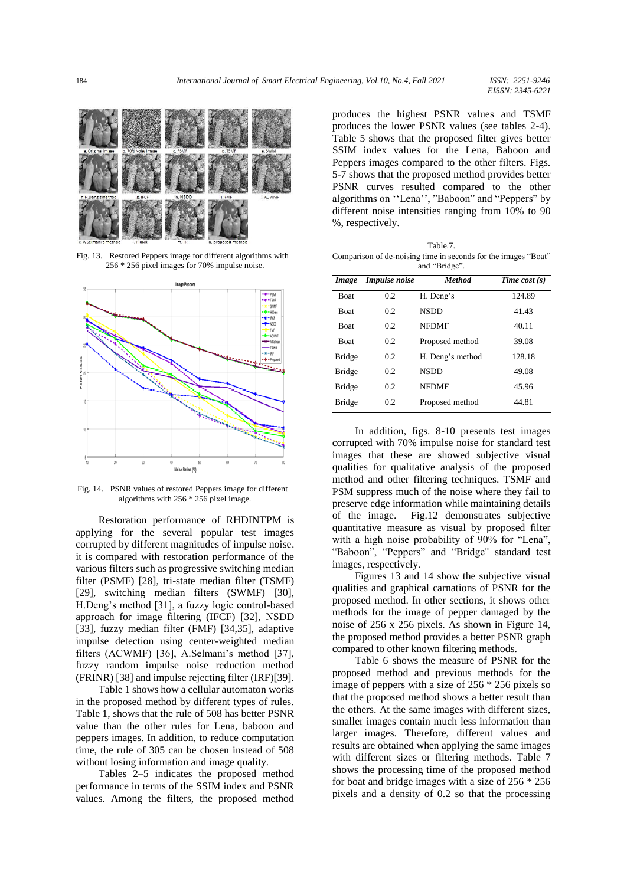Fig. 13. Restored Peppers image for different algorithms with 256 * 256 pixel images for 70% impulse noise.

Fig. 14. PSNR values of restored Peppers image for different algorithms with 256 * 256 pixel image.

Restoration performance of RHDINTPM is applying for the several popular test images corrupted by different magnitudes of impulse noise. it is compared with restoration performance of the various filters such as progressive switching median filter (PSMF) [28], tri-state median filter (TSMF) [29], switching median filters (SWMF) [30], H.Deng's method [31], a fuzzy logic control-based approach for image filtering (IFCF) [32], NSDD [33], fuzzy median filter (FMF) [34,35], adaptive impulse detection using center-weighted median filters (ACWMF) [36], A.Selmani's method [37], fuzzy random impulse noise reduction method (FRINR) [38] and impulse rejecting filter (IRF)[39].

Table 1 shows how a cellular automaton works in the proposed method by different types of rules. Table 1, shows that the rule of 508 has better PSNR value than the other rules for Lena, baboon and peppers images. In addition, to reduce computation time, the rule of 305 can be chosen instead of 508 without losing information and image quality.

Tables 2–5 indicates the proposed method performance in terms of the SSIM index and PSNR values. Among the filters, the proposed method produces the highest PSNR values and TSMF produces the lower PSNR values (see tables 2-4). Table 5 shows that the proposed filter gives better SSIM index values for the Lena, Baboon and Peppers images compared to the other filters. Figs. 5-7 shows that the proposed method provides better PSNR curves resulted compared to the other algorithms on ''Lena'', "Baboon" and "Peppers" by different noise intensities ranging from 10% to 90 %, respectively.

Table.7.
Comparison of de-noising time in seconds for the images "Boat" and "Bridge".

| *Image* | *Impulse noise* | *Method* | *Time cost (s)* |
|---|---|---|---|
| Boat | 0.2 | H. Deng's | 124.89 |
| Boat | 0.2 | NSDD | 41.43 |
| Boat | 0.2 | NFDMF | 40.11 |
| Boat | 0.2 | Proposed method | 39.08 |
| Bridge | 0.2 | H. Deng's method | 128.18 |
| Bridge | 0.2 | NSDD | 49.08 |
| Bridge | 0.2 | NFDMF | 45.96 |
| Bridge | 0.2 | Proposed method | 44.81 |

In addition, figs. 8-10 presents test images corrupted with 70% impulse noise for standard test images that these are showed subjective visual qualities for qualitative analysis of the proposed method and other filtering techniques. TSMF and PSM suppress much of the noise where they fail to preserve edge information while maintaining details of the image. Fig.12 demonstrates subjective quantitative measure as visual by proposed filter with a high noise probability of 90% for "Lena", "Baboon", "Peppers" and "Bridge" standard test images, respectively.

Figures 13 and 14 show the subjective visual qualities and graphical carnations of PSNR for the proposed method. In other sections, it shows other methods for the image of pepper damaged by the noise of 256 x 256 pixels. As shown in Figure 14, the proposed method provides a better PSNR graph compared to other known filtering methods.

Table 6 shows the measure of PSNR for the proposed method and previous methods for the image of peppers with a size of 256 * 256 pixels so that the proposed method shows a better result than the others. At the same images with different sizes, smaller images contain much less information than larger images. Therefore, different values and results are obtained when applying the same images with different sizes or filtering methods. Table 7 shows the processing time of the proposed method for boat and bridge images with a size of 256 * 256 pixels and a density of 0.2 so that the processing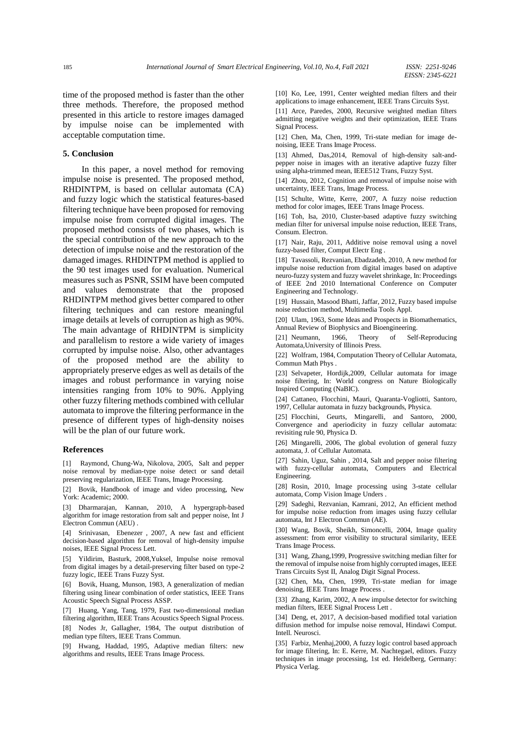time of the proposed method is faster than the other three methods. Therefore, the proposed method presented in this article to restore images damaged by impulse noise can be implemented with acceptable computation time.

## 5. Conclusion

In this paper, a novel method for removing impulse noise is presented. The proposed method, RHDINTPM, is based on cellular automata (CA) and fuzzy logic which the statistical features-based filtering technique have been proposed for removing impulse noise from corrupted digital images. The proposed method consists of two phases, which is the special contribution of the new approach to the detection of impulse noise and the restoration of the damaged images. RHDINTPM method is applied to the 90 test images used for evaluation. Numerical measures such as PSNR, SSIM have been computed and values demonstrate that the proposed RHDINTPM method gives better compared to other filtering techniques and can restore meaningful image details at levels of corruption as high as 90%. The main advantage of RHDINTPM is simplicity and parallelism to restore a wide variety of images corrupted by impulse noise. Also, other advantages of the proposed method are the ability to appropriately preserve edges as well as details of the images and robust performance in varying noise intensities ranging from 10% to 90%. Applying other fuzzy filtering methods combined with cellular automata to improve the filtering performance in the presence of different types of high-density noises will be the plan of our future work.

## References

[1] Raymond, Chung-Wa, Nikolova, 2005, Salt and pepper noise removal by median-type noise detect or sand detail preserving regularization, IEEE Trans, Image Processing.

[2] Bovik, Handbook of image and video processing, New York: Academic; 2000.

[3] Dharmarajan, Kannan, 2010, A hypergraph-based algorithm for image restoration from salt and pepper noise, Int J Electron Commun (AEU) .

[4] Srinivasan, Ebenezer , 2007, A new fast and efficient decision-based algorithm for removal of high-density impulse noises, IEEE Signal Process Lett.

[5] Yildirim, Basturk, 2008,Yuksel, Impulse noise removal from digital images by a detail-preserving filter based on type-2 fuzzy logic, IEEE Trans Fuzzy Syst.

[6] Bovik, Huang, Munson, 1983, A generalization of median filtering using linear combination of order statistics, IEEE Trans Acoustic Speech Signal Process ASSP.

[7] Huang, Yang, Tang, 1979, Fast two-dimensional median filtering algorithm, IEEE Trans Acoustics Speech Signal Process.

[8] Nodes Jr, Gallagher, 1984, The output distribution of median type filters, IEEE Trans Commun.

[9] Hwang, Haddad, 1995, Adaptive median filters: new algorithms and results, IEEE Trans Image Process.

[10] Ko, Lee, 1991, Center weighted median filters and their applications to image enhancement, IEEE Trans Circuits Syst.

[11] Arce, Paredes, 2000, Recursive weighted median filters admitting negative weights and their optimization, IEEE Trans Signal Process.

[12] Chen, Ma, Chen, 1999, Tri-state median for image de-noising, IEEE Trans Image Process.

[13] Ahmed, Das,2014, Removal of high-density salt-and-pepper noise in images with an iterative adaptive fuzzy filter using alpha-trimmed mean, IEEE512 Trans, Fuzzy Syst.

[14] Zhou, 2012, Cognition and removal of impulse noise with uncertainty, IEEE Trans, Image Process.

[15] Schulte, Witte, Kerre, 2007, A fuzzy noise reduction method for color images, IEEE Trans Image Process.

[16] Toh, Isa, 2010, Cluster-based adaptive fuzzy switching median filter for universal impulse noise reduction, IEEE Trans, Consum. Electron.

[17] Nair, Raju, 2011, Additive noise removal using a novel fuzzy-based filter, Comput Electr Eng .

[18] Tavassoli, Rezvanian, Ebadzadeh, 2010, A new method for impulse noise reduction from digital images based on adaptive neuro-fuzzy system and fuzzy wavelet shrinkage, In: Proceedings of IEEE 2nd 2010 International Conference on Computer Engineering and Technology.

[19] Hussain, Masood Bhatti, Jaffar, 2012, Fuzzy based impulse noise reduction method, Multimedia Tools Appl.

[20] Ulam, 1963, Some Ideas and Prospects in Biomathematics, Annual Review of Biophysics and Bioengineering.

[21] Neumann, 1966, Theory of Self-Reproducing Automata,University of Illinois Press.

[22] Wolfram, 1984, Computation Theory of Cellular Automata, Commun Math Phys .

[23] Selvapeter, Hordijk,2009, Cellular automata for image noise filtering, In: World congress on Nature Biologically Inspired Computing (NaBIC).

[24] Cattaneo, Flocchini, Mauri, Quaranta-Vogliotti, Santoro, 1997, Cellular automata in fuzzy backgrounds, Physica.

[25] Flocchini, Geurts, Mingarelli, and Santoro, 2000, Convergence and aperiodicity in fuzzy cellular automata: revisiting rule 90, Physica D.

[26] Mingarelli, 2006, The global evolution of general fuzzy automata, J. of Cellular Automata.

[27] Sahin, Uguz, Sahin , 2014, Salt and pepper noise filtering with fuzzy-cellular automata, Computers and Electrical Engineering.

[28] Rosin, 2010, Image processing using 3-state cellular automata, Comp Vision Image Unders .

[29] Sadeghi, Rezvanian, Kamrani, 2012, An efficient method for impulse noise reduction from images using fuzzy cellular automata, Int J Electron Commun (AE).

[30] Wang, Bovik, Sheikh, Simoncelli, 2004, Image quality assessment: from error visibility to structural similarity, IEEE Trans Image Process.

[31] Wang, Zhang,1999, Progressive switching median filter for the removal of impulse noise from highly corrupted images, IEEE Trans Circuits Syst II, Analog Digit Signal Process.

[32] Chen, Ma, Chen, 1999, Tri-state median for image denoising, IEEE Trans Image Process .

[33] Zhang, Karim, 2002, A new impulse detector for switching median filters, IEEE Signal Process Lett .

[34] Deng, et, 2017, A decision-based modified total variation diffusion method for impulse noise removal, Hindawi Comput. Intell. Neurosci.

[35] Farbiz, Menhaj,2000, A fuzzy logic control based approach for image filtering, In: E. Kerre, M. Nachtegael, editors. Fuzzy techniques in image processing, 1st ed. Heidelberg, Germany: Physica Verlag.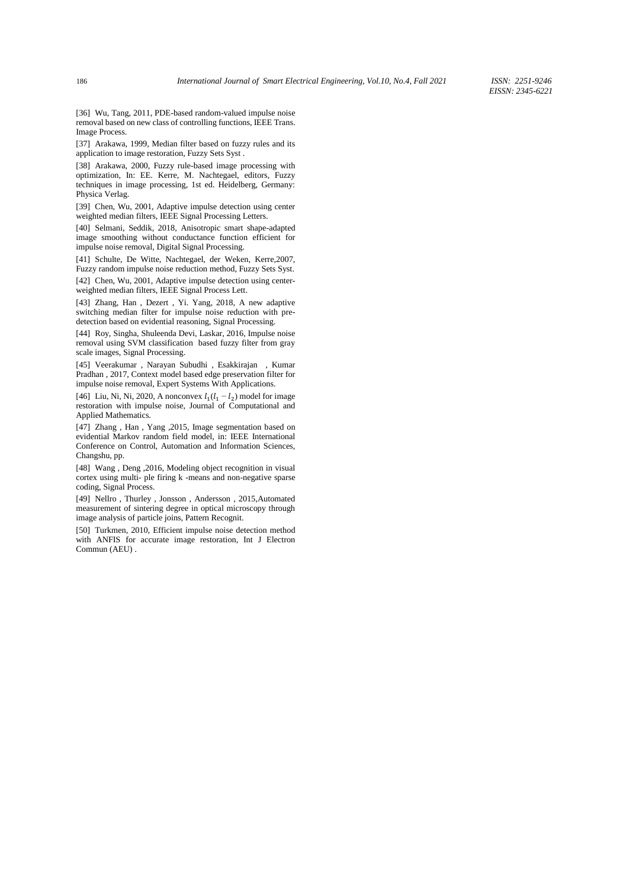[36] Wu, Tang, 2011, PDE-based random-valued impulse noise removal based on new class of controlling functions, IEEE Trans. Image Process.

[37] Arakawa, 1999, Median filter based on fuzzy rules and its application to image restoration, Fuzzy Sets Syst .

[38] Arakawa, 2000, Fuzzy rule-based image processing with optimization, In: EE. Kerre, M. Nachtegael, editors, Fuzzy techniques in image processing, 1st ed. Heidelberg, Germany: Physica Verlag.

[39] Chen, Wu, 2001, Adaptive impulse detection using center weighted median filters, IEEE Signal Processing Letters.

[40] Selmani, Seddik, 2018, Anisotropic smart shape-adapted image smoothing without conductance function efficient for impulse noise removal, Digital Signal Processing.

[41] Schulte, De Witte, Nachtegael, der Weken, Kerre,2007, Fuzzy random impulse noise reduction method, Fuzzy Sets Syst.

[42] Chen, Wu, 2001, Adaptive impulse detection using center-weighted median filters, IEEE Signal Process Lett.

[43] Zhang, Han , Dezert , Yi. Yang, 2018, A new adaptive switching median filter for impulse noise reduction with pre-detection based on evidential reasoning, Signal Processing.

[44] Roy, Singha, Shuleenda Devi, Laskar, 2016, Impulse noise removal using SVM classification based fuzzy filter from gray scale images, Signal Processing.

[45] Veerakumar , Narayan Subudhi , Esakkirajan , Kumar Pradhan , 2017, Context model based edge preservation filter for impulse noise removal, Expert Systems With Applications.

[46] Liu, Ni, Ni, 2020, A nonconvex $l_1(l_1 - l_2)$ model for image restoration with impulse noise, Journal of Computational and Applied Mathematics.

[47] Zhang , Han , Yang ,2015, Image segmentation based on evidential Markov random field model, in: IEEE International Conference on Control, Automation and Information Sciences, Changshu, pp.

[48] Wang , Deng ,2016, Modeling object recognition in visual cortex using multi- ple firing k -means and non-negative sparse coding, Signal Process.

[49] Nellro , Thurley , Jonsson , Andersson , 2015,Automated measurement of sintering degree in optical microscopy through image analysis of particle joins, Pattern Recognit.

[50] Turkmen, 2010, Efficient impulse noise detection method with ANFIS for accurate image restoration, Int J Electron Commun (AEU) .